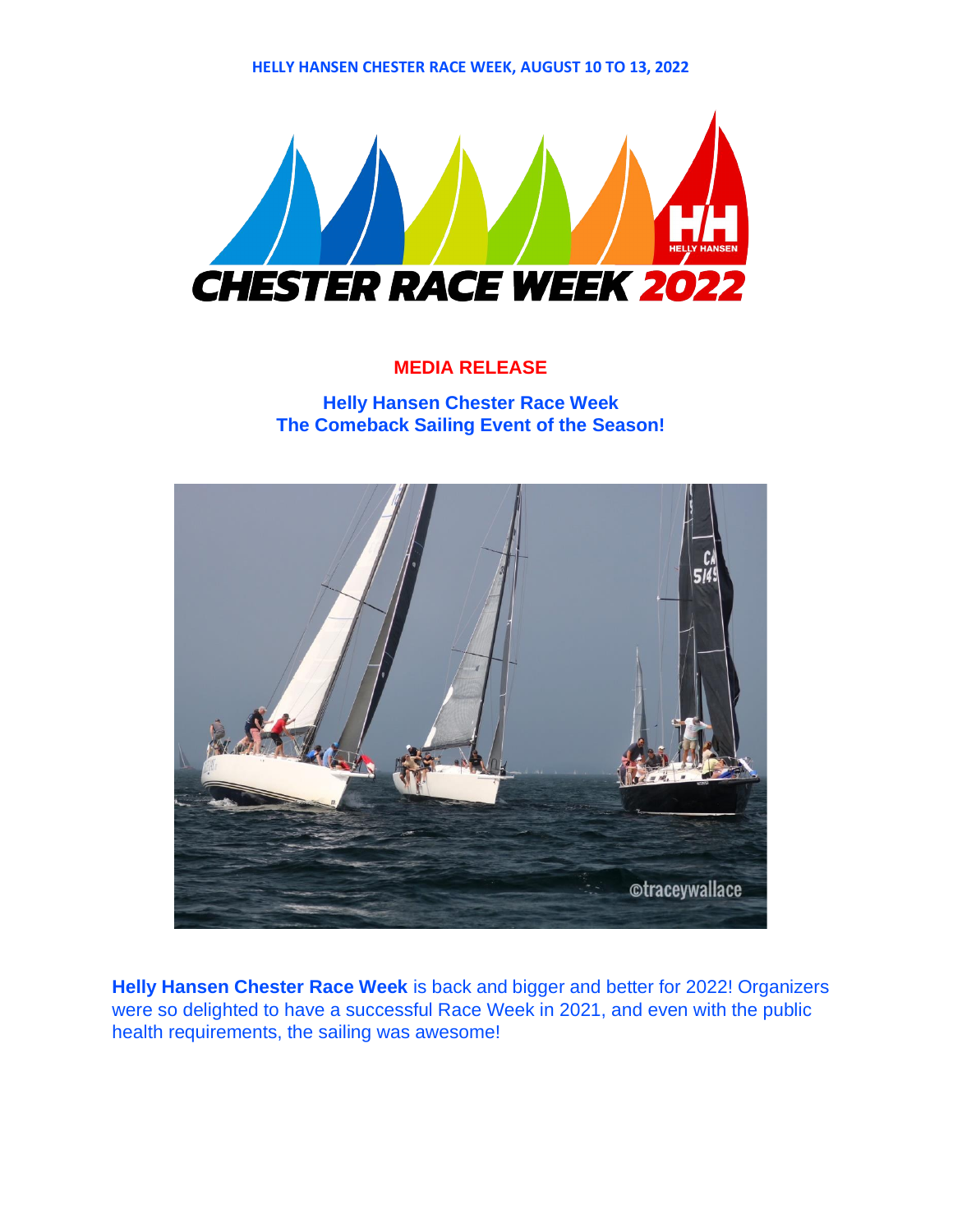HELLY HANSEN CHESTER RACE WEEK, AUGUST 10 TO 13, 2022

CHESTER RACE WEEK 2022

## MEDIA RELEASE

### Helly Hansen Chester Race Week
### The Comeback Sailing Event of the Season!

**Helly Hansen Chester Race Week** is back and bigger and better for 2022! Organizers were so delighted to have a successful Race Week in 2021, and even with the public health requirements, the sailing was awesome!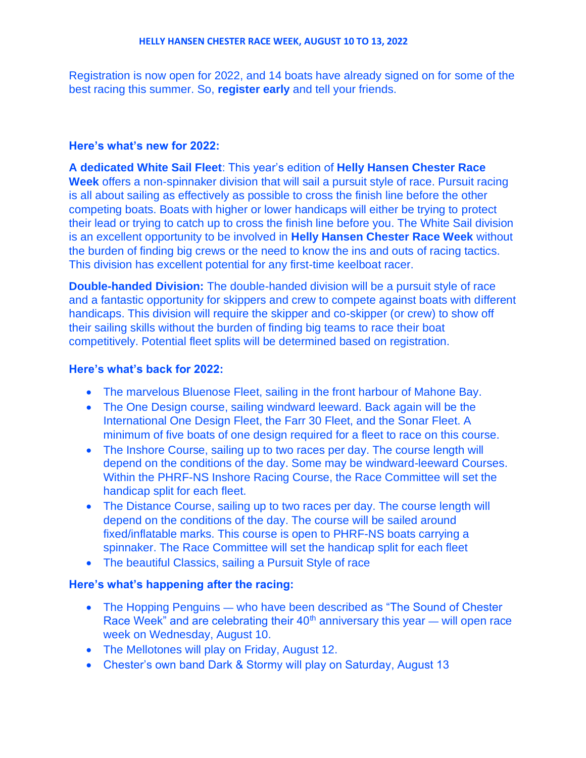**HELLY HANSEN CHESTER RACE WEEK, AUGUST 10 TO 13, 2022**

Registration is now open for 2022, and 14 boats have already signed on for some of the best racing this summer. So, **register early** and tell your friends.

### Here's what's new for 2022:

**A dedicated White Sail Fleet**: This year's edition of **Helly Hansen Chester Race Week** offers a non-spinnaker division that will sail a pursuit style of race. Pursuit racing is all about sailing as effectively as possible to cross the finish line before the other competing boats. Boats with higher or lower handicaps will either be trying to protect their lead or trying to catch up to cross the finish line before you. The White Sail division is an excellent opportunity to be involved in **Helly Hansen Chester Race Week** without the burden of finding big crews or the need to know the ins and outs of racing tactics. This division has excellent potential for any first-time keelboat racer.

**Double-handed Division:** The double-handed division will be a pursuit style of race and a fantastic opportunity for skippers and crew to compete against boats with different handicaps. This division will require the skipper and co-skipper (or crew) to show off their sailing skills without the burden of finding big teams to race their boat competitively. Potential fleet splits will be determined based on registration.

### Here's what's back for 2022:

- The marvelous Bluenose Fleet, sailing in the front harbour of Mahone Bay.
- The One Design course, sailing windward leeward. Back again will be the International One Design Fleet, the Farr 30 Fleet, and the Sonar Fleet. A minimum of five boats of one design required for a fleet to race on this course.
- The Inshore Course, sailing up to two races per day. The course length will depend on the conditions of the day. Some may be windward-leeward Courses. Within the PHRF-NS Inshore Racing Course, the Race Committee will set the handicap split for each fleet.
- The Distance Course, sailing up to two races per day. The course length will depend on the conditions of the day. The course will be sailed around fixed/inflatable marks. This course is open to PHRF-NS boats carrying a spinnaker. The Race Committee will set the handicap split for each fleet
- The beautiful Classics, sailing a Pursuit Style of race

### Here's what's happening after the racing:

- The Hopping Penguins — who have been described as "The Sound of Chester Race Week" and are celebrating their 40th anniversary this year — will open race week on Wednesday, August 10.
- The Mellotones will play on Friday, August 12.
- Chester's own band Dark & Stormy will play on Saturday, August 13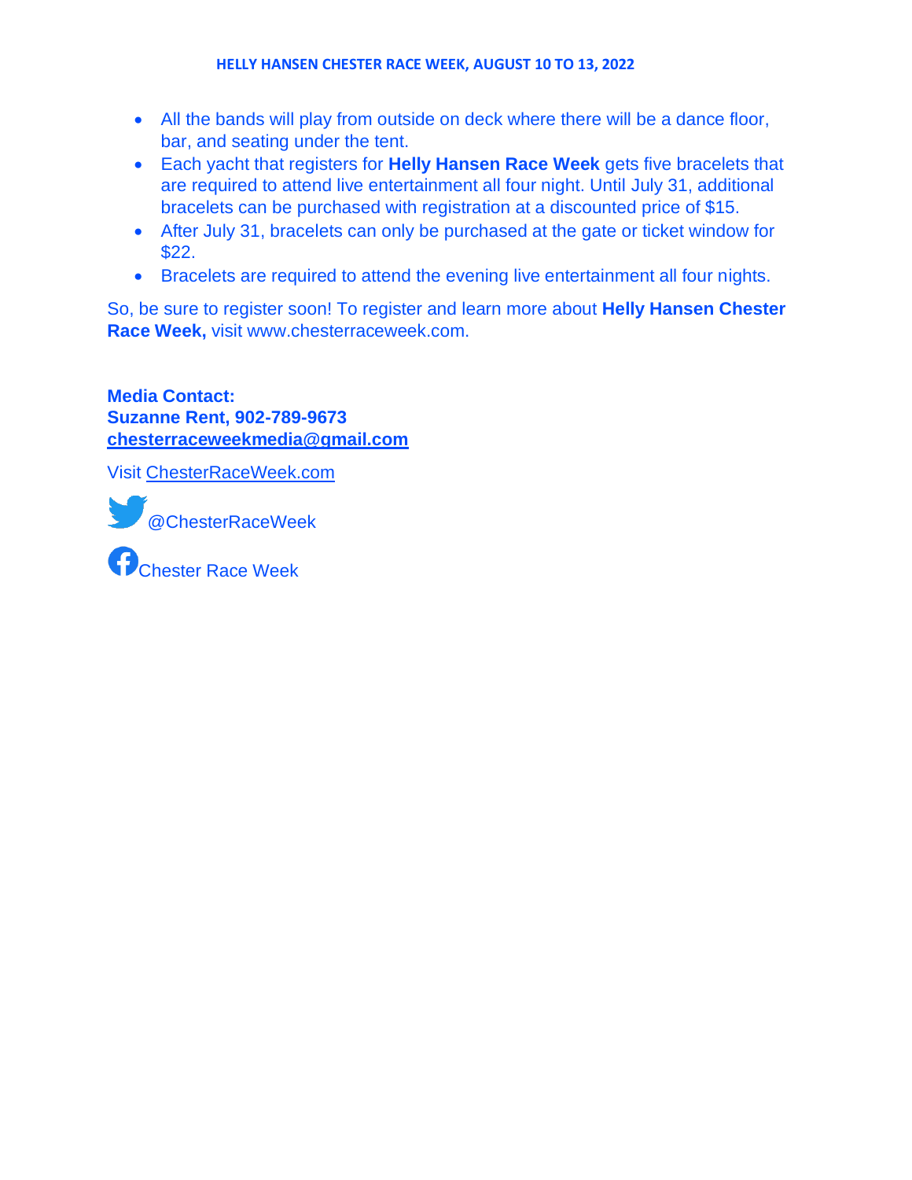- All the bands will play from outside on deck where there will be a dance floor, bar, and seating under the tent.
- Each yacht that registers for **Helly Hansen Race Week** gets five bracelets that are required to attend live entertainment all four night. Until July 31, additional bracelets can be purchased with registration at a discounted price of $15.
- After July 31, bracelets can only be purchased at the gate or ticket window for $22.
- Bracelets are required to attend the evening live entertainment all four nights.

So, be sure to register soon! To register and learn more about **Helly Hansen Chester Race Week,** visit www.chesterraceweek.com.

**Media Contact:**
**Suzanne Rent, 902-789-9673**
**chesterraceweekmedia@gmail.com**

Visit ChesterRaceWeek.com

@ChesterRaceWeek

Chester Race Week